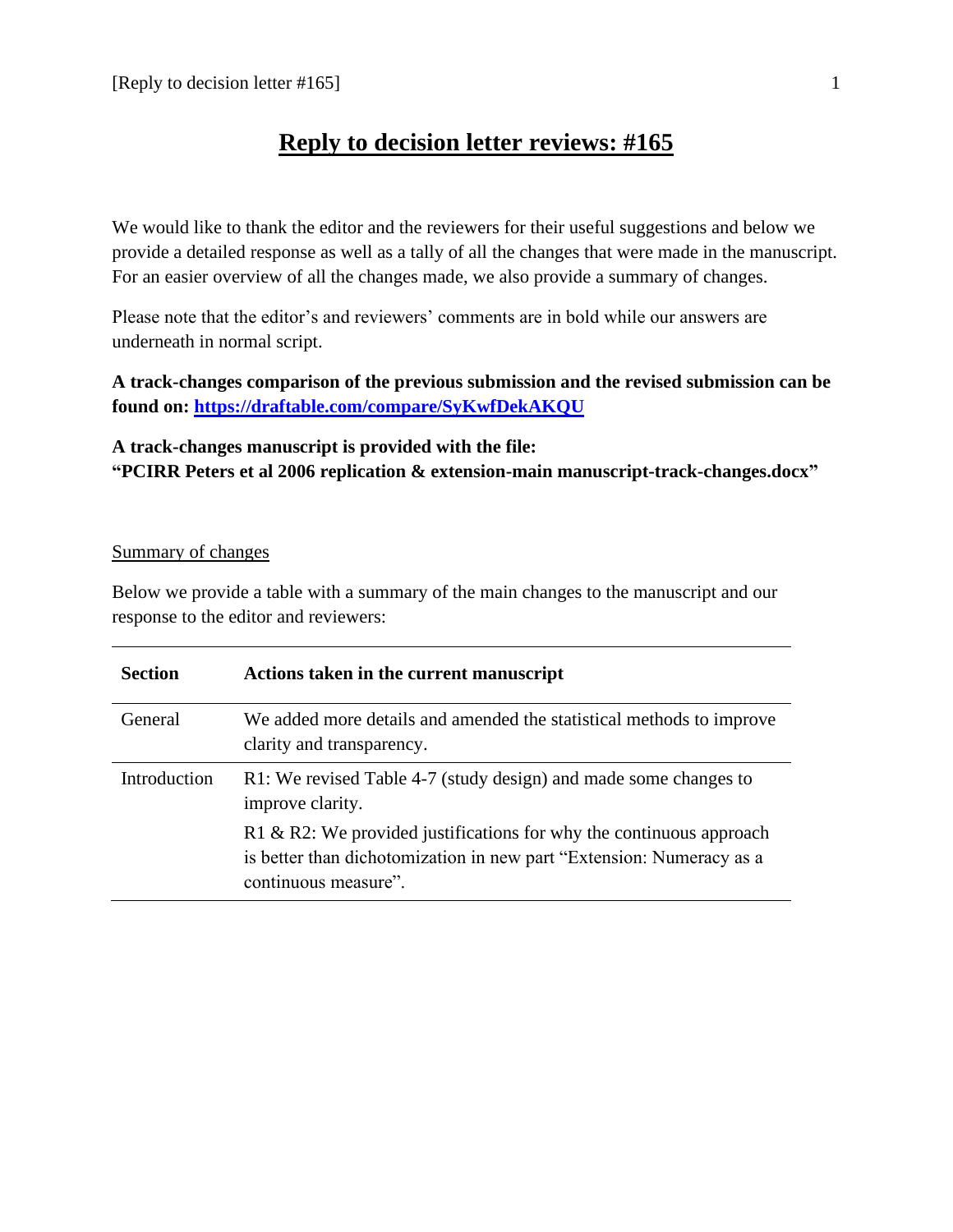# Reply to decision letter reviews: #165

We would like to thank the editor and the reviewers for their useful suggestions and below we provide a detailed response as well as a tally of all the changes that were made in the manuscript. For an easier overview of all the changes made, we also provide a summary of changes.

Please note that the editor's and reviewers' comments are in bold while our answers are underneath in normal script.

**A track-changes comparison of the previous submission and the revised submission can be found on: [https://draftable.com/compare/SyKwfDekAKQU](https://draftable.com/compare/SyKwfDekAKQU)**

**A track-changes manuscript is provided with the file: "PCIRR Peters et al 2006 replication & extension-main manuscript-track-changes.docx"**

Summary of changes

Below we provide a table with a summary of the main changes to the manuscript and our response to the editor and reviewers:

| Section | Actions taken in the current manuscript |
|---|---|
| General | We added more details and amended the statistical methods to improve clarity and transparency. |
| Introduction | R1: We revised Table 4-7 (study design) and made some changes to improve clarity.<br>R1 & R2: We provided justifications for why the continuous approach is better than dichotomization in new part "Extension: Numeracy as a continuous measure". |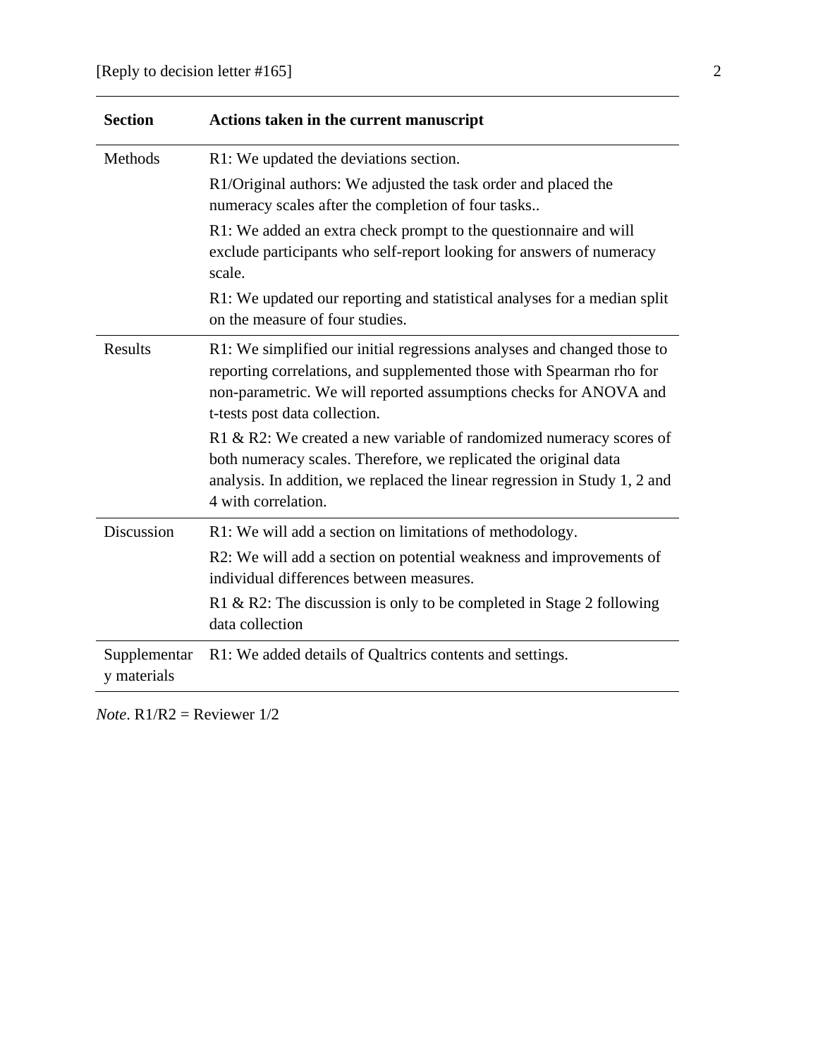| Section | Actions taken in the current manuscript |
| --- | --- |
| Methods | R1: We updated the deviations section. |
| | R1/Original authors: We adjusted the task order and placed the numeracy scales after the completion of four tasks.. |
| | R1: We added an extra check prompt to the questionnaire and will exclude participants who self-report looking for answers of numeracy scale. |
| | R1: We updated our reporting and statistical analyses for a median split on the measure of four studies. |
| Results | R1: We simplified our initial regressions analyses and changed those to reporting correlations, and supplemented those with Spearman rho for non-parametric. We will reported assumptions checks for ANOVA and t-tests post data collection. |
| | R1 & R2: We created a new variable of randomized numeracy scores of both numeracy scales. Therefore, we replicated the original data analysis. In addition, we replaced the linear regression in Study 1, 2 and 4 with correlation. |
| Discussion | R1: We will add a section on limitations of methodology. |
| | R2: We will add a section on potential weakness and improvements of individual differences between measures. |
| | R1 & R2: The discussion is only to be completed in Stage 2 following data collection |
| Supplementary materials | R1: We added details of Qualtrics contents and settings. |

*Note*. R1/R2 = Reviewer 1/2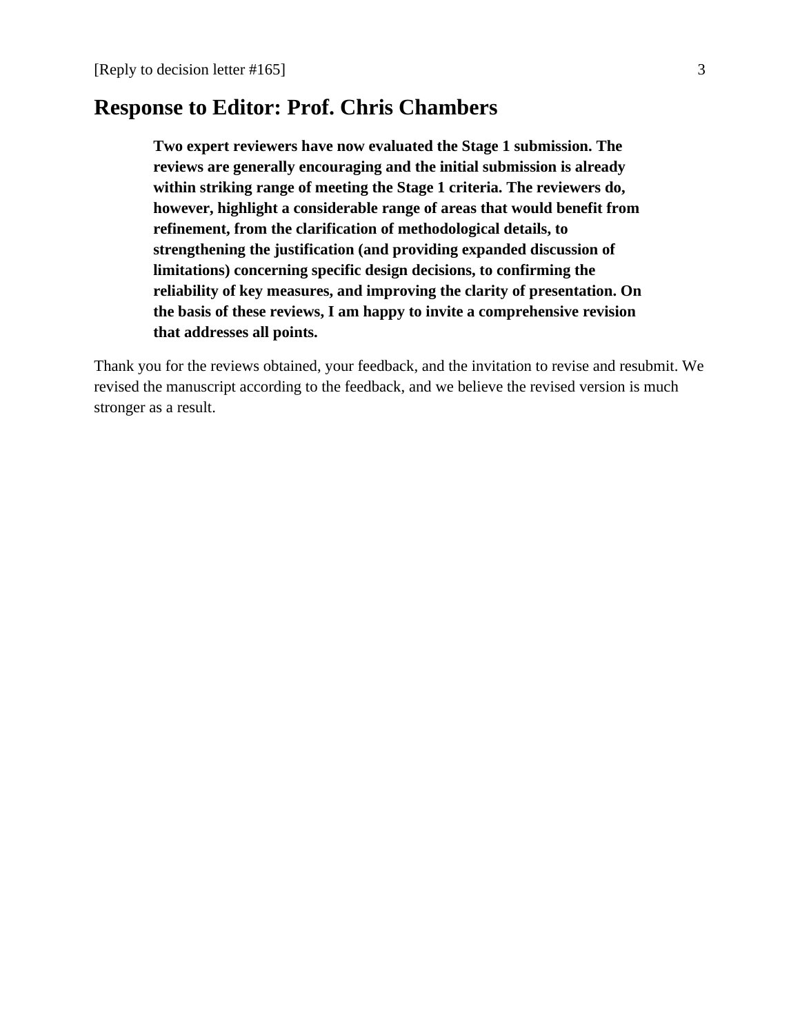## Response to Editor: Prof. Chris Chambers

> **Two expert reviewers have now evaluated the Stage 1 submission. The reviews are generally encouraging and the initial submission is already within striking range of meeting the Stage 1 criteria. The reviewers do, however, highlight a considerable range of areas that would benefit from refinement, from the clarification of methodological details, to strengthening the justification (and providing expanded discussion of limitations) concerning specific design decisions, to confirming the reliability of key measures, and improving the clarity of presentation. On the basis of these reviews, I am happy to invite a comprehensive revision that addresses all points.**

Thank you for the reviews obtained, your feedback, and the invitation to revise and resubmit. We revised the manuscript according to the feedback, and we believe the revised version is much stronger as a result.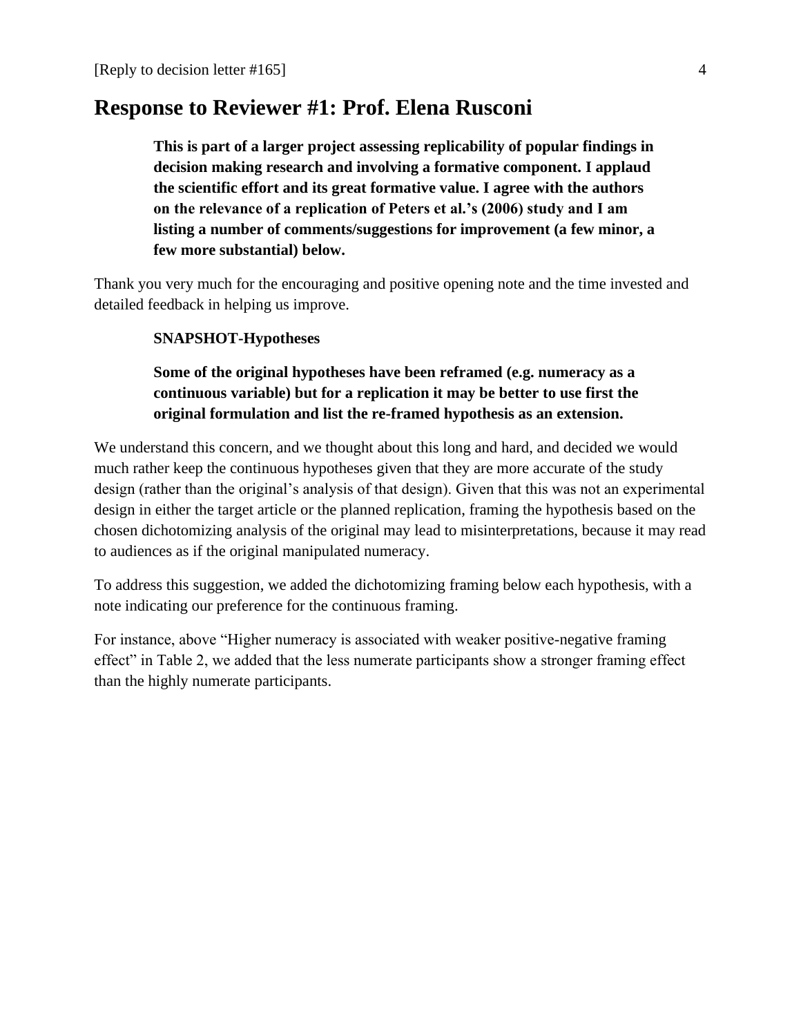## Response to Reviewer #1: Prof. Elena Rusconi

> **This is part of a larger project assessing replicability of popular findings in decision making research and involving a formative component. I applaud the scientific effort and its great formative value. I agree with the authors on the relevance of a replication of Peters et al.'s (2006) study and I am listing a number of comments/suggestions for improvement (a few minor, a few more substantial) below.**

Thank you very much for the encouraging and positive opening note and the time invested and detailed feedback in helping us improve.

> **SNAPSHOT-Hypotheses**
>
> **Some of the original hypotheses have been reframed (e.g. numeracy as a continuous variable) but for a replication it may be better to use first the original formulation and list the re-framed hypothesis as an extension.**

We understand this concern, and we thought about this long and hard, and decided we would much rather keep the continuous hypotheses given that they are more accurate of the study design (rather than the original's analysis of that design). Given that this was not an experimental design in either the target article or the planned replication, framing the hypothesis based on the chosen dichotomizing analysis of the original may lead to misinterpretations, because it may read to audiences as if the original manipulated numeracy.

To address this suggestion, we added the dichotomizing framing below each hypothesis, with a note indicating our preference for the continuous framing.

For instance, above "Higher numeracy is associated with weaker positive-negative framing effect" in Table 2, we added that the less numerate participants show a stronger framing effect than the highly numerate participants.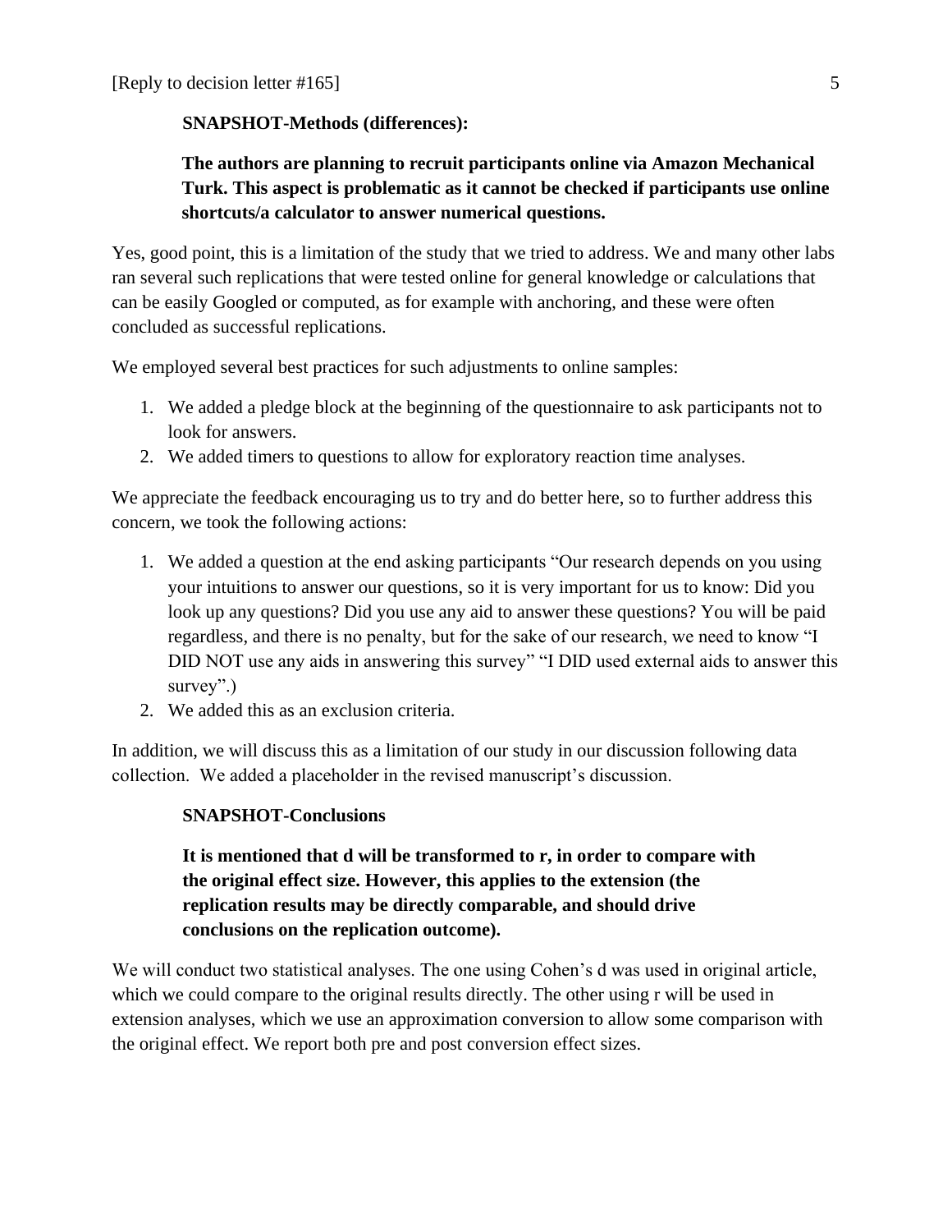**SNAPSHOT-Methods (differences):**

**The authors are planning to recruit participants online via Amazon Mechanical Turk. This aspect is problematic as it cannot be checked if participants use online shortcuts/a calculator to answer numerical questions.**

Yes, good point, this is a limitation of the study that we tried to address. We and many other labs ran several such replications that were tested online for general knowledge or calculations that can be easily Googled or computed, as for example with anchoring, and these were often concluded as successful replications.

We employed several best practices for such adjustments to online samples:

1. We added a pledge block at the beginning of the questionnaire to ask participants not to look for answers.
2. We added timers to questions to allow for exploratory reaction time analyses.

We appreciate the feedback encouraging us to try and do better here, so to further address this concern, we took the following actions:

1. We added a question at the end asking participants "Our research depends on you using your intuitions to answer our questions, so it is very important for us to know: Did you look up any questions? Did you use any aid to answer these questions? You will be paid regardless, and there is no penalty, but for the sake of our research, we need to know "I DID NOT use any aids in answering this survey" "I DID used external aids to answer this survey".)
2. We added this as an exclusion criteria.

In addition, we will discuss this as a limitation of our study in our discussion following data collection. We added a placeholder in the revised manuscript's discussion.

**SNAPSHOT-Conclusions**

**It is mentioned that d will be transformed to r, in order to compare with the original effect size. However, this applies to the extension (the replication results may be directly comparable, and should drive conclusions on the replication outcome).**

We will conduct two statistical analyses. The one using Cohen's d was used in original article, which we could compare to the original results directly. The other using r will be used in extension analyses, which we use an approximation conversion to allow some comparison with the original effect. We report both pre and post conversion effect sizes.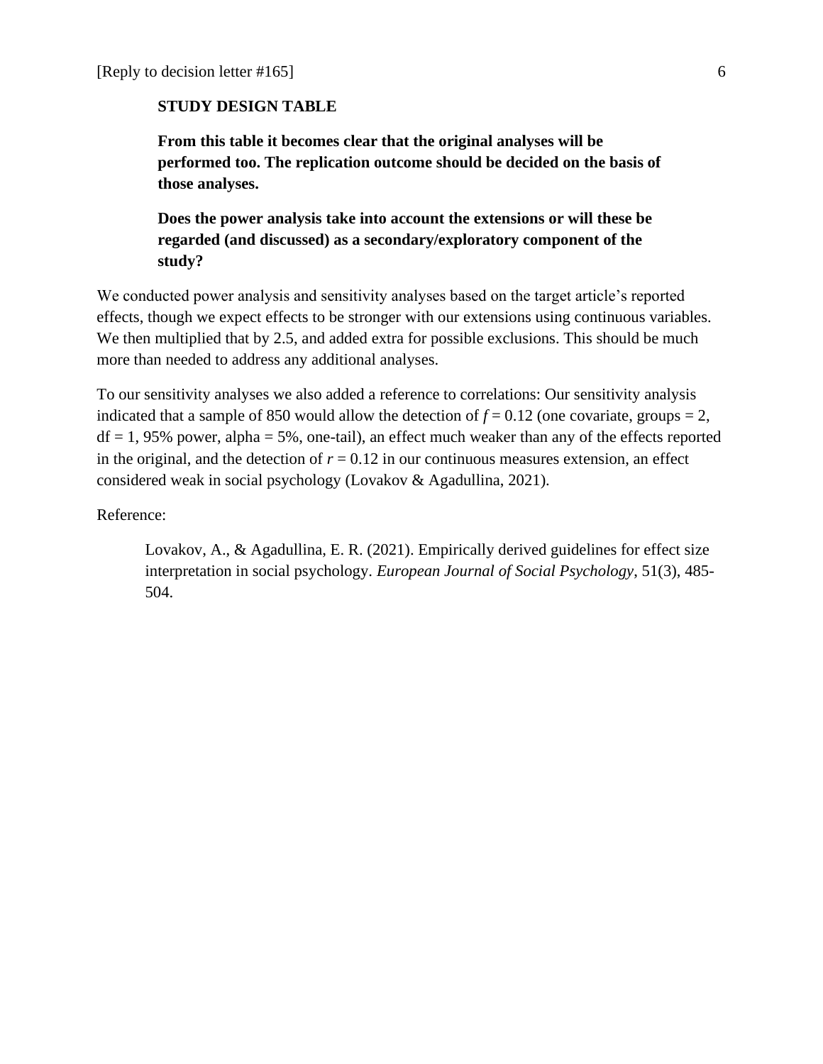**STUDY DESIGN TABLE**

**From this table it becomes clear that the original analyses will be performed too. The replication outcome should be decided on the basis of those analyses.**

**Does the power analysis take into account the extensions or will these be regarded (and discussed) as a secondary/exploratory component of the study?**

We conducted power analysis and sensitivity analyses based on the target article's reported effects, though we expect effects to be stronger with our extensions using continuous variables. We then multiplied that by 2.5, and added extra for possible exclusions. This should be much more than needed to address any additional analyses.

To our sensitivity analyses we also added a reference to correlations: Our sensitivity analysis indicated that a sample of 850 would allow the detection of $f = 0.12$ (one covariate, groups = 2, df = 1, 95% power, alpha = 5%, one-tail), an effect much weaker than any of the effects reported in the original, and the detection of $r = 0.12$ in our continuous measures extension, an effect considered weak in social psychology (Lovakov & Agadullina, 2021).

Reference:

Lovakov, A., & Agadullina, E. R. (2021). Empirically derived guidelines for effect size interpretation in social psychology. *European Journal of Social Psychology*, 51(3), 485-504.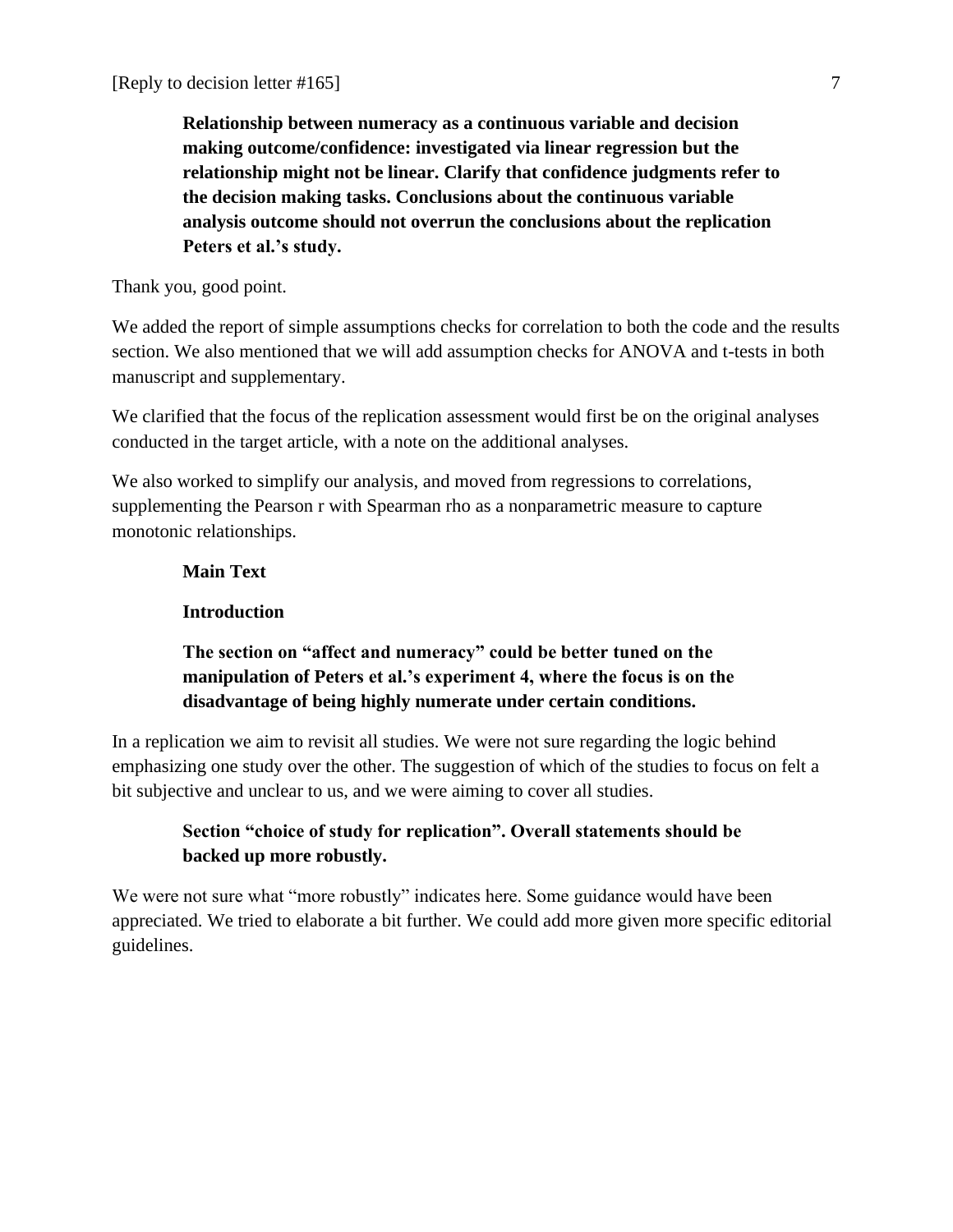**Relationship between numeracy as a continuous variable and decision making outcome/confidence: investigated via linear regression but the relationship might not be linear. Clarify that confidence judgments refer to the decision making tasks. Conclusions about the continuous variable analysis outcome should not overrun the conclusions about the replication Peters et al.'s study.**

Thank you, good point.

We added the report of simple assumptions checks for correlation to both the code and the results section. We also mentioned that we will add assumption checks for ANOVA and t-tests in both manuscript and supplementary.

We clarified that the focus of the replication assessment would first be on the original analyses conducted in the target article, with a note on the additional analyses.

We also worked to simplify our analysis, and moved from regressions to correlations, supplementing the Pearson r with Spearman rho as a nonparametric measure to capture monotonic relationships.

**Main Text**

**Introduction**

**The section on "affect and numeracy" could be better tuned on the manipulation of Peters et al.'s experiment 4, where the focus is on the disadvantage of being highly numerate under certain conditions.**

In a replication we aim to revisit all studies. We were not sure regarding the logic behind emphasizing one study over the other. The suggestion of which of the studies to focus on felt a bit subjective and unclear to us, and we were aiming to cover all studies.

**Section "choice of study for replication". Overall statements should be backed up more robustly.**

We were not sure what "more robustly" indicates here. Some guidance would have been appreciated. We tried to elaborate a bit further. We could add more given more specific editorial guidelines.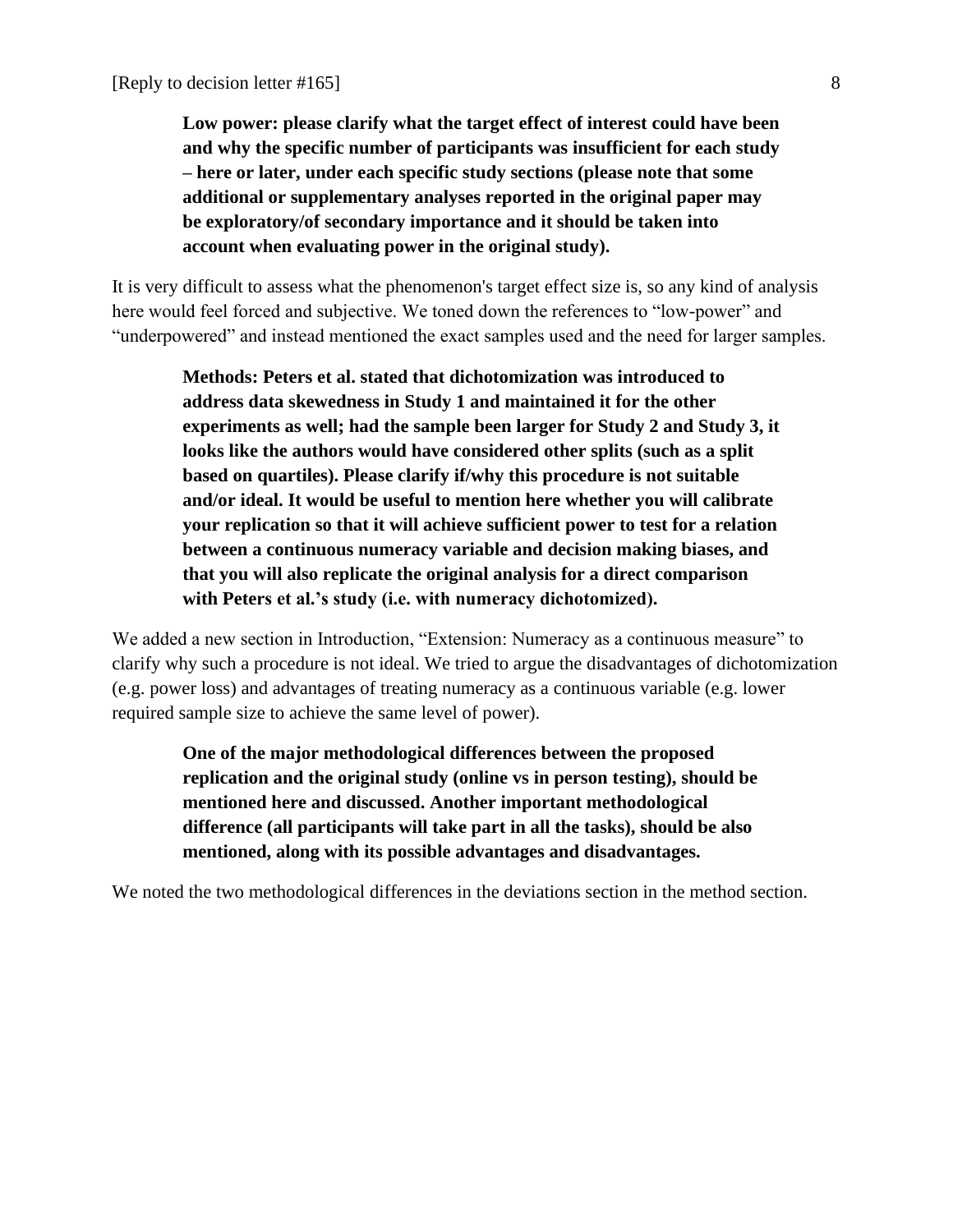**Low power: please clarify what the target effect of interest could have been and why the specific number of participants was insufficient for each study – here or later, under each specific study sections (please note that some additional or supplementary analyses reported in the original paper may be exploratory/of secondary importance and it should be taken into account when evaluating power in the original study).**

It is very difficult to assess what the phenomenon's target effect size is, so any kind of analysis here would feel forced and subjective. We toned down the references to "low-power" and "underpowered" and instead mentioned the exact samples used and the need for larger samples.

**Methods: Peters et al. stated that dichotomization was introduced to address data skewedness in Study 1 and maintained it for the other experiments as well; had the sample been larger for Study 2 and Study 3, it looks like the authors would have considered other splits (such as a split based on quartiles). Please clarify if/why this procedure is not suitable and/or ideal. It would be useful to mention here whether you will calibrate your replication so that it will achieve sufficient power to test for a relation between a continuous numeracy variable and decision making biases, and that you will also replicate the original analysis for a direct comparison with Peters et al.'s study (i.e. with numeracy dichotomized).**

We added a new section in Introduction, "Extension: Numeracy as a continuous measure" to clarify why such a procedure is not ideal. We tried to argue the disadvantages of dichotomization (e.g. power loss) and advantages of treating numeracy as a continuous variable (e.g. lower required sample size to achieve the same level of power).

**One of the major methodological differences between the proposed replication and the original study (online vs in person testing), should be mentioned here and discussed. Another important methodological difference (all participants will take part in all the tasks), should be also mentioned, along with its possible advantages and disadvantages.**

We noted the two methodological differences in the deviations section in the method section.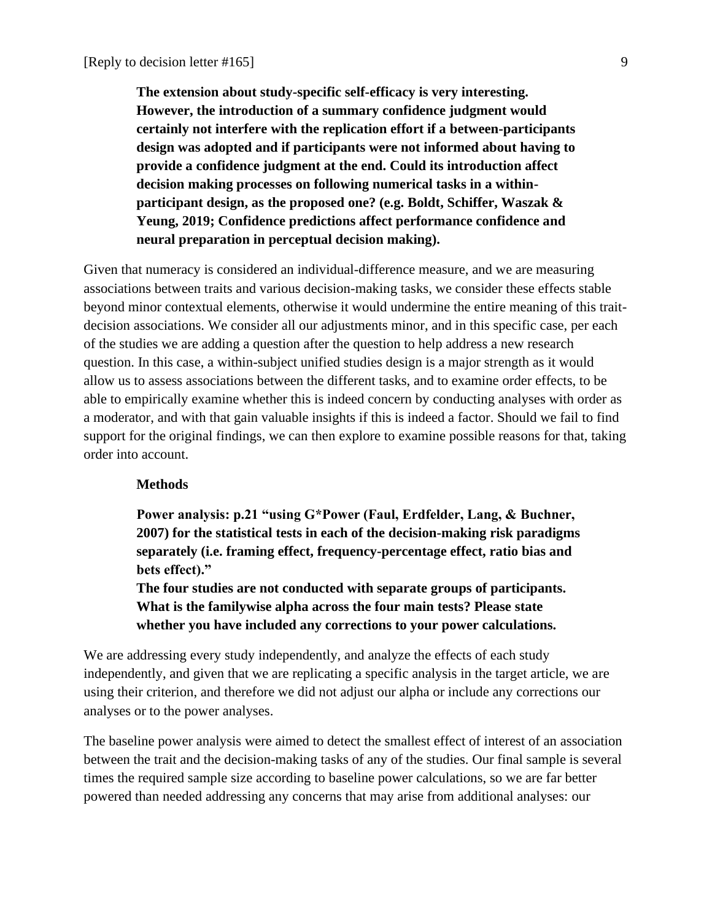**The extension about study-specific self-efficacy is very interesting. However, the introduction of a summary confidence judgment would certainly not interfere with the replication effort if a between-participants design was adopted and if participants were not informed about having to provide a confidence judgment at the end. Could its introduction affect decision making processes on following numerical tasks in a within-participant design, as the proposed one? (e.g. Boldt, Schiffer, Waszak & Yeung, 2019; Confidence predictions affect performance confidence and neural preparation in perceptual decision making).**

Given that numeracy is considered an individual-difference measure, and we are measuring associations between traits and various decision-making tasks, we consider these effects stable beyond minor contextual elements, otherwise it would undermine the entire meaning of this trait-decision associations. We consider all our adjustments minor, and in this specific case, per each of the studies we are adding a question after the question to help address a new research question. In this case, a within-subject unified studies design is a major strength as it would allow us to assess associations between the different tasks, and to examine order effects, to be able to empirically examine whether this is indeed concern by conducting analyses with order as a moderator, and with that gain valuable insights if this is indeed a factor. Should we fail to find support for the original findings, we can then explore to examine possible reasons for that, taking order into account.

**Methods**

**Power analysis: p.21 "using G\*Power (Faul, Erdfelder, Lang, & Buchner, 2007) for the statistical tests in each of the decision-making risk paradigms separately (i.e. framing effect, frequency-percentage effect, ratio bias and bets effect)."**
**The four studies are not conducted with separate groups of participants. What is the familywise alpha across the four main tests? Please state whether you have included any corrections to your power calculations.**

We are addressing every study independently, and analyze the effects of each study independently, and given that we are replicating a specific analysis in the target article, we are using their criterion, and therefore we did not adjust our alpha or include any corrections our analyses or to the power analyses.

The baseline power analysis were aimed to detect the smallest effect of interest of an association between the trait and the decision-making tasks of any of the studies. Our final sample is several times the required sample size according to baseline power calculations, so we are far better powered than needed addressing any concerns that may arise from additional analyses: our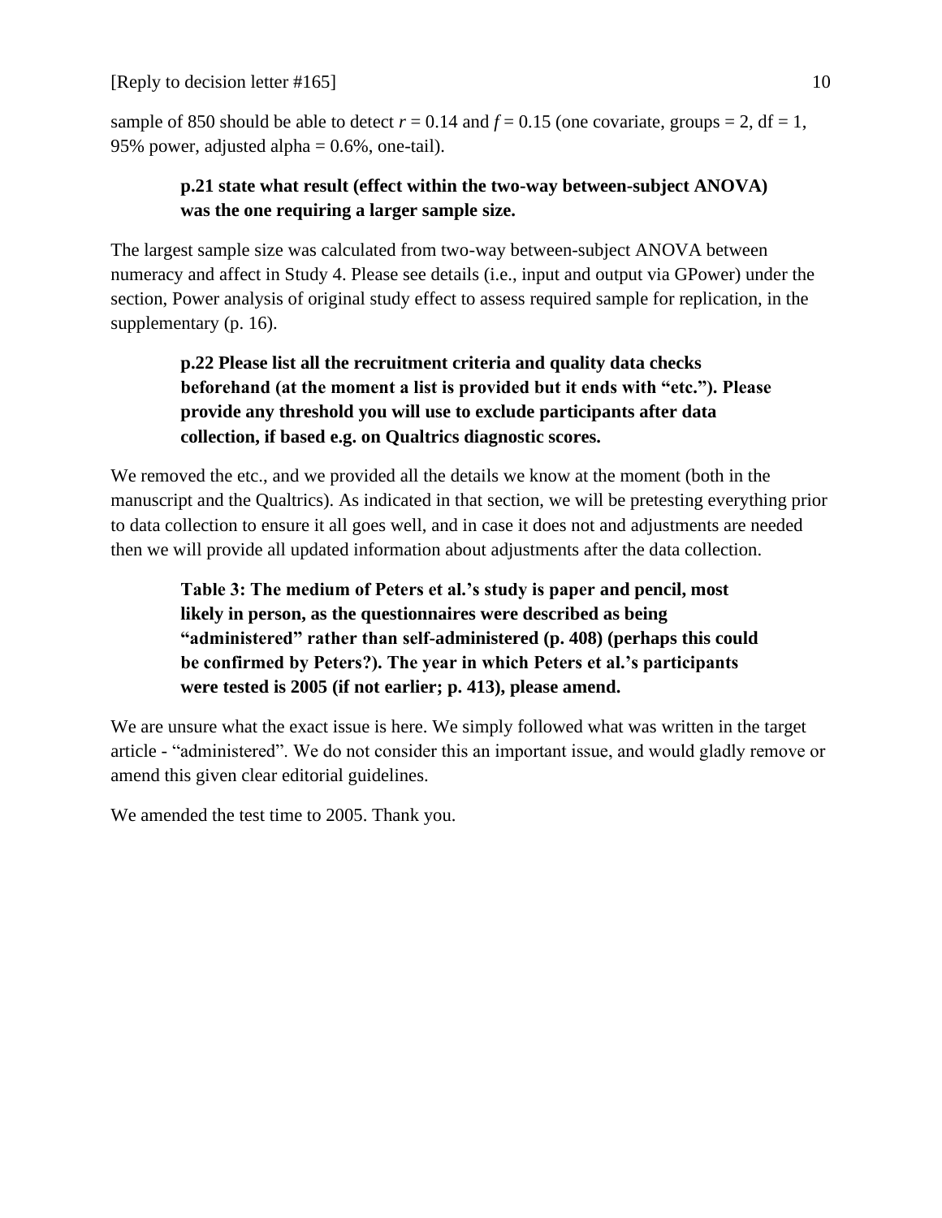sample of 850 should be able to detect $r = 0.14$ and $f = 0.15$ (one covariate, groups = 2, df = 1, 95% power, adjusted alpha = 0.6%, one-tail).

> **p.21 state what result (effect within the two-way between-subject ANOVA) was the one requiring a larger sample size.**

The largest sample size was calculated from two-way between-subject ANOVA between numeracy and affect in Study 4. Please see details (i.e., input and output via GPower) under the section, Power analysis of original study effect to assess required sample for replication, in the supplementary (p. 16).

> **p.22 Please list all the recruitment criteria and quality data checks beforehand (at the moment a list is provided but it ends with "etc."). Please provide any threshold you will use to exclude participants after data collection, if based e.g. on Qualtrics diagnostic scores.**

We removed the etc., and we provided all the details we know at the moment (both in the manuscript and the Qualtrics). As indicated in that section, we will be pretesting everything prior to data collection to ensure it all goes well, and in case it does not and adjustments are needed then we will provide all updated information about adjustments after the data collection.

> **Table 3: The medium of Peters et al.'s study is paper and pencil, most likely in person, as the questionnaires were described as being "administered" rather than self-administered (p. 408) (perhaps this could be confirmed by Peters?). The year in which Peters et al.'s participants were tested is 2005 (if not earlier; p. 413), please amend.**

We are unsure what the exact issue is here. We simply followed what was written in the target article - "administered". We do not consider this an important issue, and would gladly remove or amend this given clear editorial guidelines.

We amended the test time to 2005. Thank you.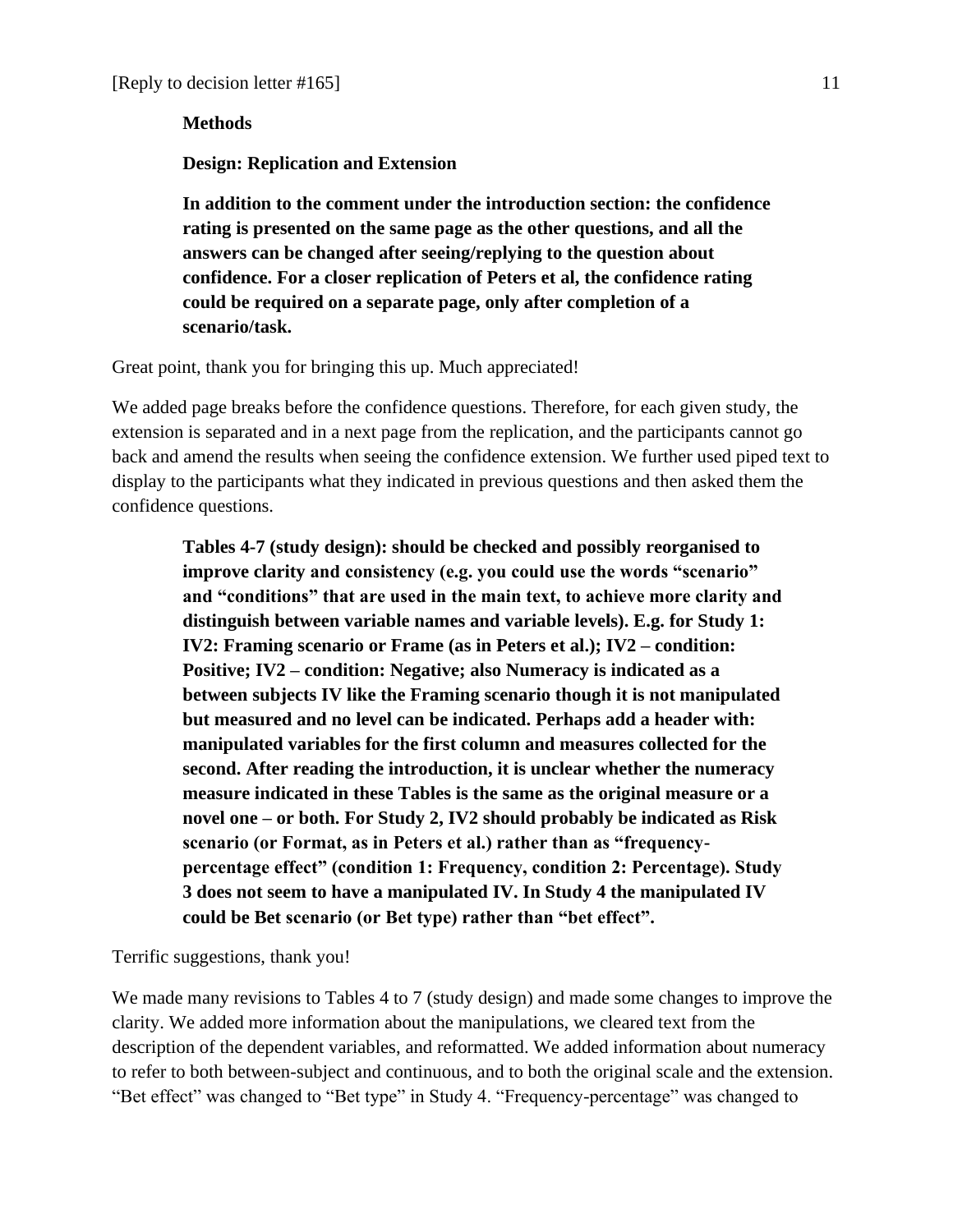**Methods**

**Design: Replication and Extension**

**In addition to the comment under the introduction section: the confidence rating is presented on the same page as the other questions, and all the answers can be changed after seeing/replying to the question about confidence. For a closer replication of Peters et al, the confidence rating could be required on a separate page, only after completion of a scenario/task.**

Great point, thank you for bringing this up. Much appreciated!

We added page breaks before the confidence questions. Therefore, for each given study, the extension is separated and in a next page from the replication, and the participants cannot go back and amend the results when seeing the confidence extension. We further used piped text to display to the participants what they indicated in previous questions and then asked them the confidence questions.

**Tables 4-7 (study design): should be checked and possibly reorganised to improve clarity and consistency (e.g. you could use the words "scenario" and "conditions" that are used in the main text, to achieve more clarity and distinguish between variable names and variable levels). E.g. for Study 1: IV2: Framing scenario or Frame (as in Peters et al.); IV2 – condition: Positive; IV2 – condition: Negative; also Numeracy is indicated as a between subjects IV like the Framing scenario though it is not manipulated but measured and no level can be indicated. Perhaps add a header with: manipulated variables for the first column and measures collected for the second. After reading the introduction, it is unclear whether the numeracy measure indicated in these Tables is the same as the original measure or a novel one – or both. For Study 2, IV2 should probably be indicated as Risk scenario (or Format, as in Peters et al.) rather than as "frequency-percentage effect" (condition 1: Frequency, condition 2: Percentage). Study 3 does not seem to have a manipulated IV. In Study 4 the manipulated IV could be Bet scenario (or Bet type) rather than "bet effect".**

Terrific suggestions, thank you!

We made many revisions to Tables 4 to 7 (study design) and made some changes to improve the clarity. We added more information about the manipulations, we cleared text from the description of the dependent variables, and reformatted. We added information about numeracy to refer to both between-subject and continuous, and to both the original scale and the extension. "Bet effect" was changed to "Bet type" in Study 4. "Frequency-percentage" was changed to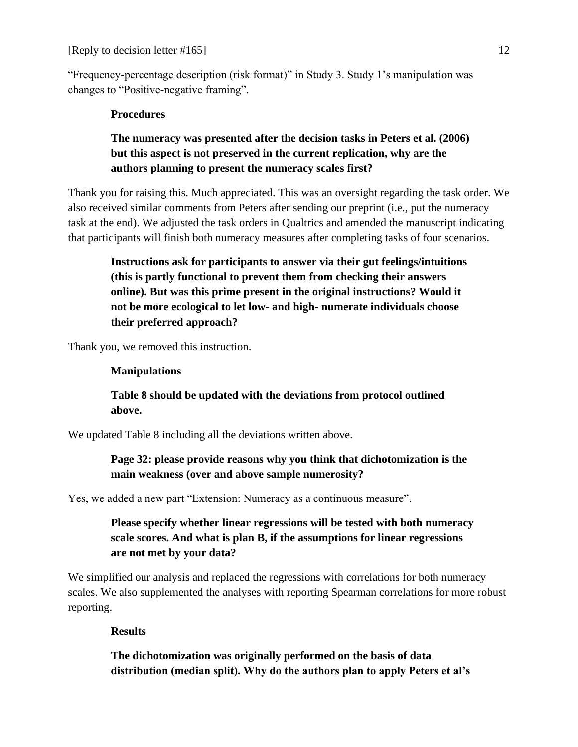"Frequency-percentage description (risk format)" in Study 3. Study 1's manipulation was changes to "Positive-negative framing".

**Procedures**

**The numeracy was presented after the decision tasks in Peters et al. (2006) but this aspect is not preserved in the current replication, why are the authors planning to present the numeracy scales first?**

Thank you for raising this. Much appreciated. This was an oversight regarding the task order. We also received similar comments from Peters after sending our preprint (i.e., put the numeracy task at the end). We adjusted the task orders in Qualtrics and amended the manuscript indicating that participants will finish both numeracy measures after completing tasks of four scenarios.

**Instructions ask for participants to answer via their gut feelings/intuitions (this is partly functional to prevent them from checking their answers online). But was this prime present in the original instructions? Would it not be more ecological to let low- and high- numerate individuals choose their preferred approach?**

Thank you, we removed this instruction.

**Manipulations**

**Table 8 should be updated with the deviations from protocol outlined above.**

We updated Table 8 including all the deviations written above.

**Page 32: please provide reasons why you think that dichotomization is the main weakness (over and above sample numerosity?**

Yes, we added a new part "Extension: Numeracy as a continuous measure".

**Please specify whether linear regressions will be tested with both numeracy scale scores. And what is plan B, if the assumptions for linear regressions are not met by your data?**

We simplified our analysis and replaced the regressions with correlations for both numeracy scales. We also supplemented the analyses with reporting Spearman correlations for more robust reporting.

**Results**

**The dichotomization was originally performed on the basis of data distribution (median split). Why do the authors plan to apply Peters et al's**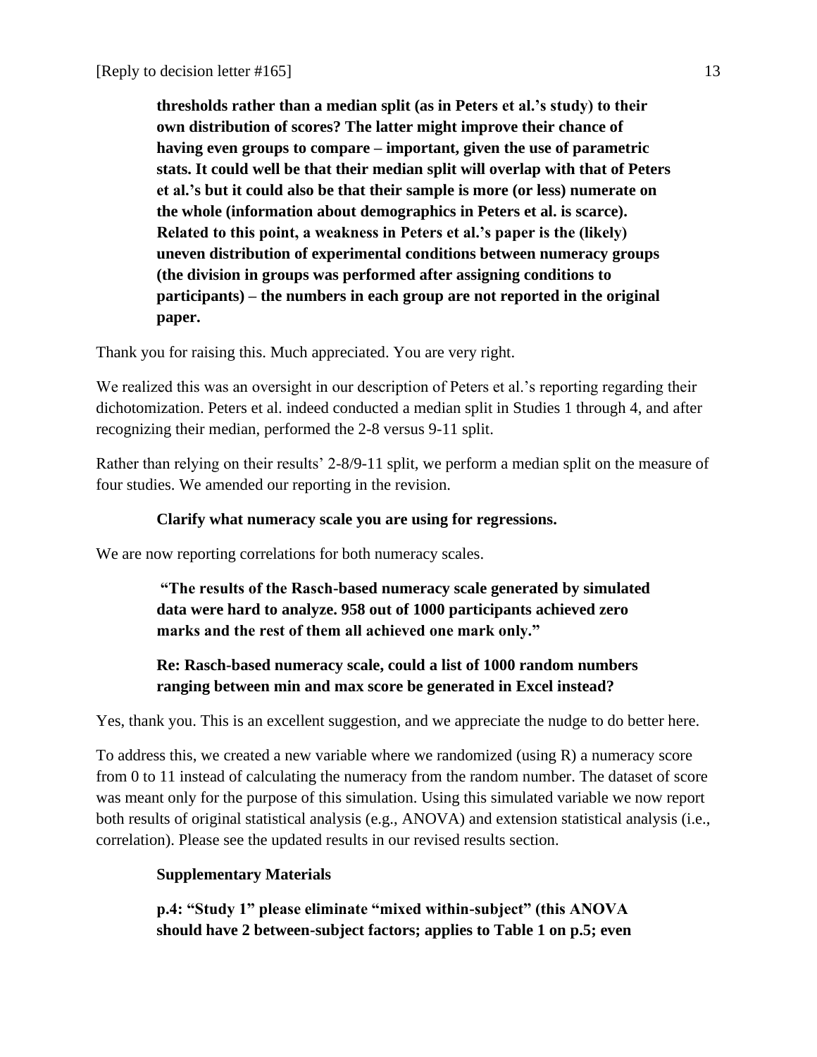**thresholds rather than a median split (as in Peters et al.'s study) to their own distribution of scores? The latter might improve their chance of having even groups to compare – important, given the use of parametric stats. It could well be that their median split will overlap with that of Peters et al.'s but it could also be that their sample is more (or less) numerate on the whole (information about demographics in Peters et al. is scarce). Related to this point, a weakness in Peters et al.'s paper is the (likely) uneven distribution of experimental conditions between numeracy groups (the division in groups was performed after assigning conditions to participants) – the numbers in each group are not reported in the original paper.**

Thank you for raising this. Much appreciated. You are very right.

We realized this was an oversight in our description of Peters et al.'s reporting regarding their dichotomization. Peters et al. indeed conducted a median split in Studies 1 through 4, and after recognizing their median, performed the 2-8 versus 9-11 split.

Rather than relying on their results' 2-8/9-11 split, we perform a median split on the measure of four studies. We amended our reporting in the revision.

**Clarify what numeracy scale you are using for regressions.**

We are now reporting correlations for both numeracy scales.

**"The results of the Rasch-based numeracy scale generated by simulated data were hard to analyze. 958 out of 1000 participants achieved zero marks and the rest of them all achieved one mark only."**

**Re: Rasch-based numeracy scale, could a list of 1000 random numbers ranging between min and max score be generated in Excel instead?**

Yes, thank you. This is an excellent suggestion, and we appreciate the nudge to do better here.

To address this, we created a new variable where we randomized (using R) a numeracy score from 0 to 11 instead of calculating the numeracy from the random number. The dataset of score was meant only for the purpose of this simulation. Using this simulated variable we now report both results of original statistical analysis (e.g., ANOVA) and extension statistical analysis (i.e., correlation). Please see the updated results in our revised results section.

**Supplementary Materials**

**p.4: "Study 1" please eliminate "mixed within-subject" (this ANOVA should have 2 between-subject factors; applies to Table 1 on p.5; even**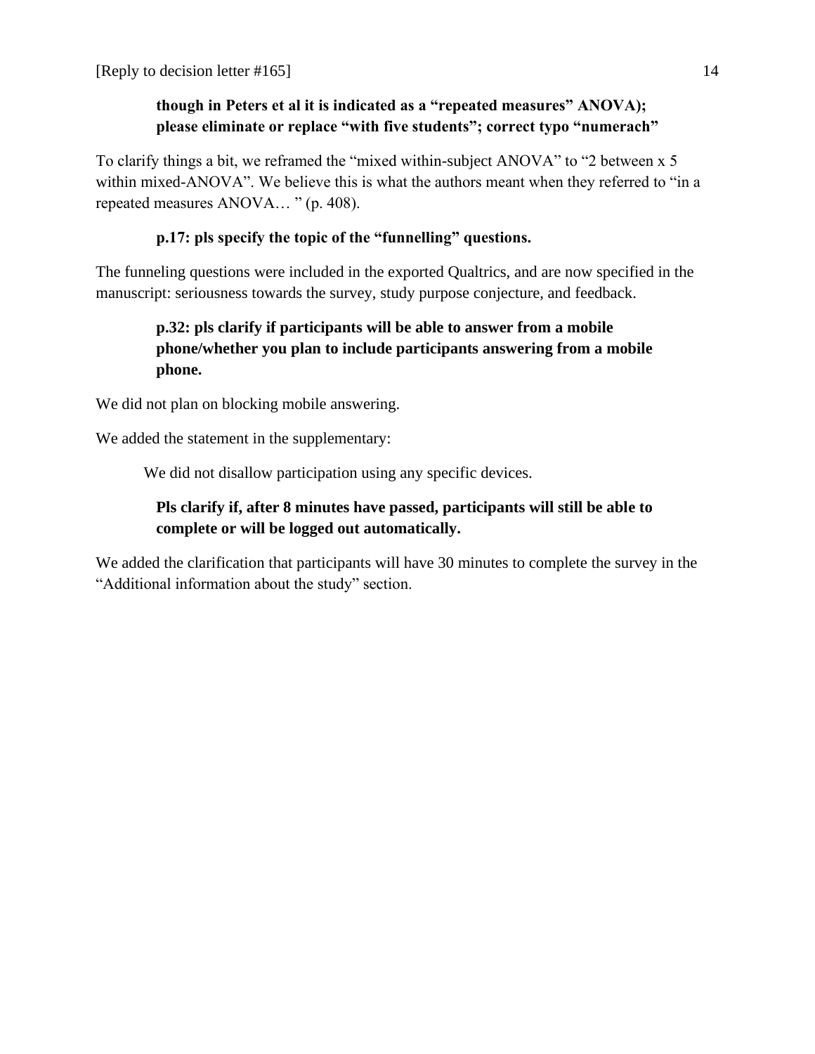**though in Peters et al it is indicated as a "repeated measures" ANOVA); please eliminate or replace "with five students"; correct typo "numerach"**

To clarify things a bit, we reframed the "mixed within-subject ANOVA" to "2 between x 5 within mixed-ANOVA". We believe this is what the authors meant when they referred to "in a repeated measures ANOVA… " (p. 408).

**p.17: pls specify the topic of the "funnelling" questions.**

The funneling questions were included in the exported Qualtrics, and are now specified in the manuscript: seriousness towards the survey, study purpose conjecture, and feedback.

**p.32: pls clarify if participants will be able to answer from a mobile phone/whether you plan to include participants answering from a mobile phone.**

We did not plan on blocking mobile answering.

We added the statement in the supplementary:

> We did not disallow participation using any specific devices.

**Pls clarify if, after 8 minutes have passed, participants will still be able to complete or will be logged out automatically.**

We added the clarification that participants will have 30 minutes to complete the survey in the "Additional information about the study" section.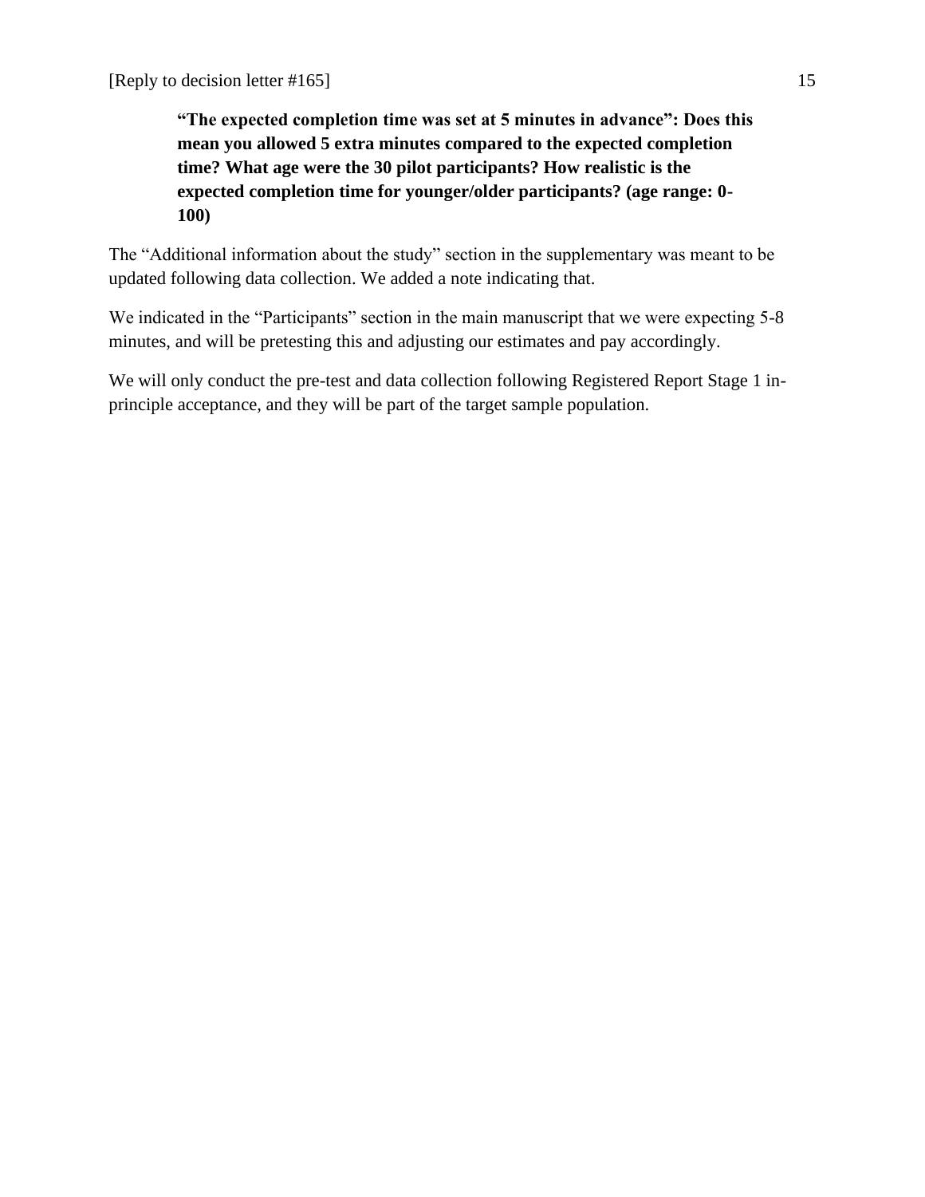**"The expected completion time was set at 5 minutes in advance": Does this mean you allowed 5 extra minutes compared to the expected completion time? What age were the 30 pilot participants? How realistic is the expected completion time for younger/older participants? (age range: 0-100)**

The "Additional information about the study" section in the supplementary was meant to be updated following data collection. We added a note indicating that.

We indicated in the "Participants" section in the main manuscript that we were expecting 5-8 minutes, and will be pretesting this and adjusting our estimates and pay accordingly.

We will only conduct the pre-test and data collection following Registered Report Stage 1 in-principle acceptance, and they will be part of the target sample population.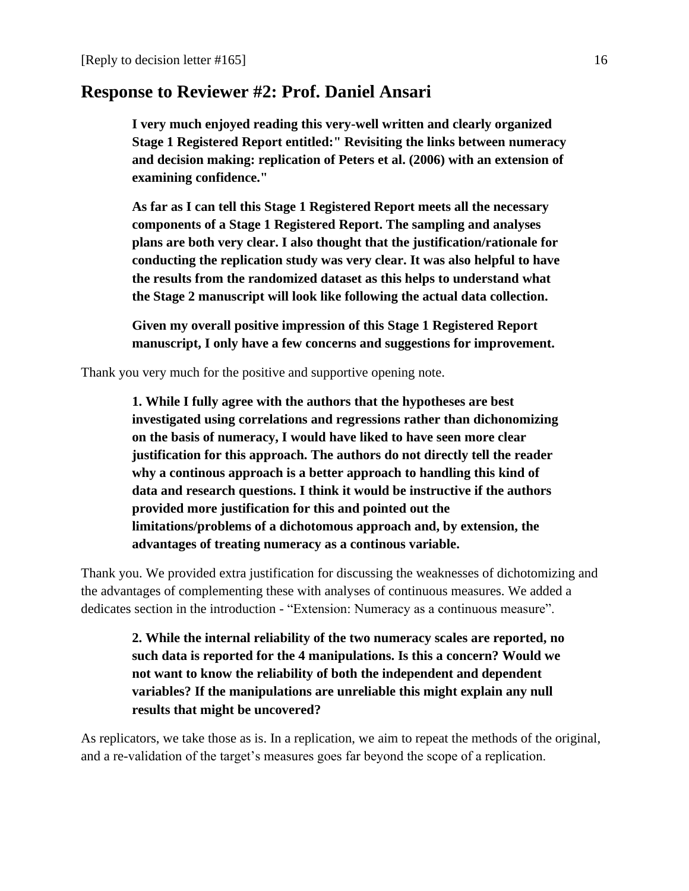## Response to Reviewer #2: Prof. Daniel Ansari

> **I very much enjoyed reading this very-well written and clearly organized Stage 1 Registered Report entitled:" Revisiting the links between numeracy and decision making: replication of Peters et al. (2006) with an extension of examining confidence."**
>
> **As far as I can tell this Stage 1 Registered Report meets all the necessary components of a Stage 1 Registered Report. The sampling and analyses plans are both very clear. I also thought that the justification/rationale for conducting the replication study was very clear. It was also helpful to have the results from the randomized dataset as this helps to understand what the Stage 2 manuscript will look like following the actual data collection.**
>
> **Given my overall positive impression of this Stage 1 Registered Report manuscript, I only have a few concerns and suggestions for improvement.**

Thank you very much for the positive and supportive opening note.

> **1. While I fully agree with the authors that the hypotheses are best investigated using correlations and regressions rather than dichonomizing on the basis of numeracy, I would have liked to have seen more clear justification for this approach. The authors do not directly tell the reader why a continous approach is a better approach to handling this kind of data and research questions. I think it would be instructive if the authors provided more justification for this and pointed out the limitations/problems of a dichotomous approach and, by extension, the advantages of treating numeracy as a continous variable.**

Thank you. We provided extra justification for discussing the weaknesses of dichotomizing and the advantages of complementing these with analyses of continuous measures. We added a dedicates section in the introduction - "Extension: Numeracy as a continuous measure".

> **2. While the internal reliability of the two numeracy scales are reported, no such data is reported for the 4 manipulations. Is this a concern? Would we not want to know the reliability of both the independent and dependent variables? If the manipulations are unreliable this might explain any null results that might be uncovered?**

As replicators, we take those as is. In a replication, we aim to repeat the methods of the original, and a re-validation of the target's measures goes far beyond the scope of a replication.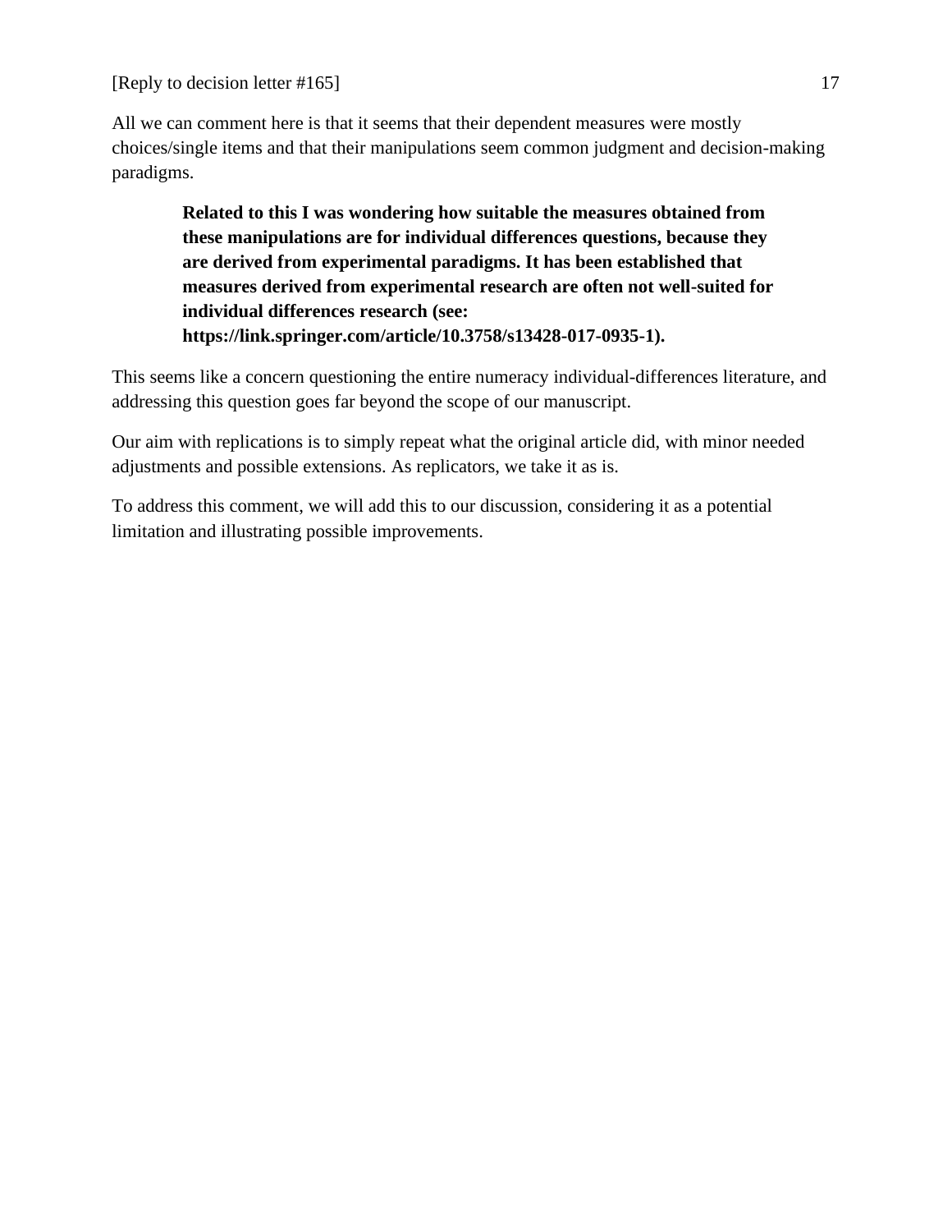All we can comment here is that it seems that their dependent measures were mostly choices/single items and that their manipulations seem common judgment and decision-making paradigms.

> **Related to this I was wondering how suitable the measures obtained from these manipulations are for individual differences questions, because they are derived from experimental paradigms. It has been established that measures derived from experimental research are often not well-suited for individual differences research (see: https://link.springer.com/article/10.3758/s13428-017-0935-1).**

This seems like a concern questioning the entire numeracy individual-differences literature, and addressing this question goes far beyond the scope of our manuscript.

Our aim with replications is to simply repeat what the original article did, with minor needed adjustments and possible extensions. As replicators, we take it as is.

To address this comment, we will add this to our discussion, considering it as a potential limitation and illustrating possible improvements.